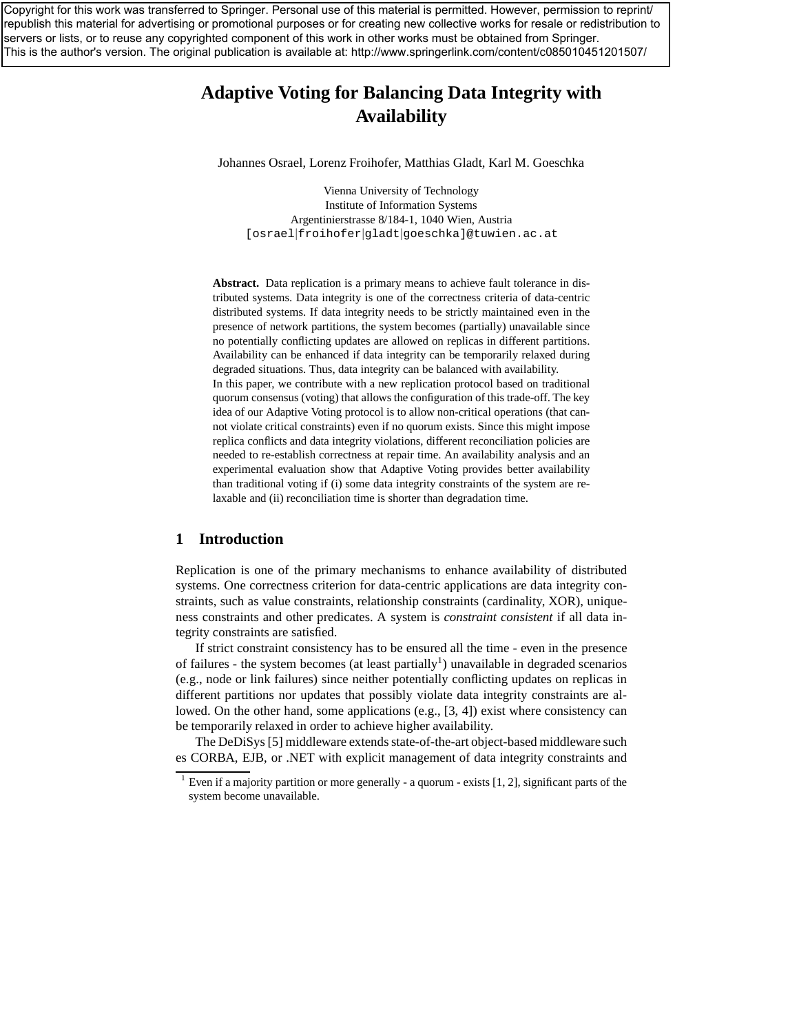Copyright for this work was transferred to Springer. Personal use of this material is permitted. However, permission to reprint/republish this material for advertising or promotional purposes or for creating new collective works for resale or redistribution to servers or lists, or to reuse any copyrighted component of this work in other works must be obtained from Springer.
This is the author's version. The original publication is available at: http://www.springerlink.com/content/c085010451201507/

# Adaptive Voting for Balancing Data Integrity with Availability

Johannes Osrael, Lorenz Froihofer, Matthias Gladt, Karl M. Goeschka

Vienna University of Technology
Institute of Information Systems
Argentinierstrasse 8/184-1, 1040 Wien, Austria
[osrael|froihofer|gladt|goeschka]@tuwien.ac.at

**Abstract.** Data replication is a primary means to achieve fault tolerance in distributed systems. Data integrity is one of the correctness criteria of data-centric distributed systems. If data integrity needs to be strictly maintained even in the presence of network partitions, the system becomes (partially) unavailable since no potentially conflicting updates are allowed on replicas in different partitions. Availability can be enhanced if data integrity can be temporarily relaxed during degraded situations. Thus, data integrity can be balanced with availability.
In this paper, we contribute with a new replication protocol based on traditional quorum consensus (voting) that allows the configuration of this trade-off. The key idea of our Adaptive Voting protocol is to allow non-critical operations (that cannot violate critical constraints) even if no quorum exists. Since this might impose replica conflicts and data integrity violations, different reconciliation policies are needed to re-establish correctness at repair time. An availability analysis and an experimental evaluation show that Adaptive Voting provides better availability than traditional voting if (i) some data integrity constraints of the system are relaxable and (ii) reconciliation time is shorter than degradation time.

## 1 Introduction

Replication is one of the primary mechanisms to enhance availability of distributed systems. One correctness criterion for data-centric applications are data integrity constraints, such as value constraints, relationship constraints (cardinality, XOR), uniqueness constraints and other predicates. A system is *constraint consistent* if all data integrity constraints are satisfied.

If strict constraint consistency has to be ensured all the time - even in the presence of failures - the system becomes (at least partially[1]) unavailable in degraded scenarios (e.g., node or link failures) since neither potentially conflicting updates on replicas in different partitions nor updates that possibly violate data integrity constraints are allowed. On the other hand, some applications (e.g., [3, 4]) exist where consistency can be temporarily relaxed in order to achieve higher availability.

The DeDiSys [5] middleware extends state-of-the-art object-based middleware such es CORBA, EJB, or .NET with explicit management of data integrity constraints and

[1] Even if a majority partition or more generally - a quorum - exists [1, 2], significant parts of the system become unavailable.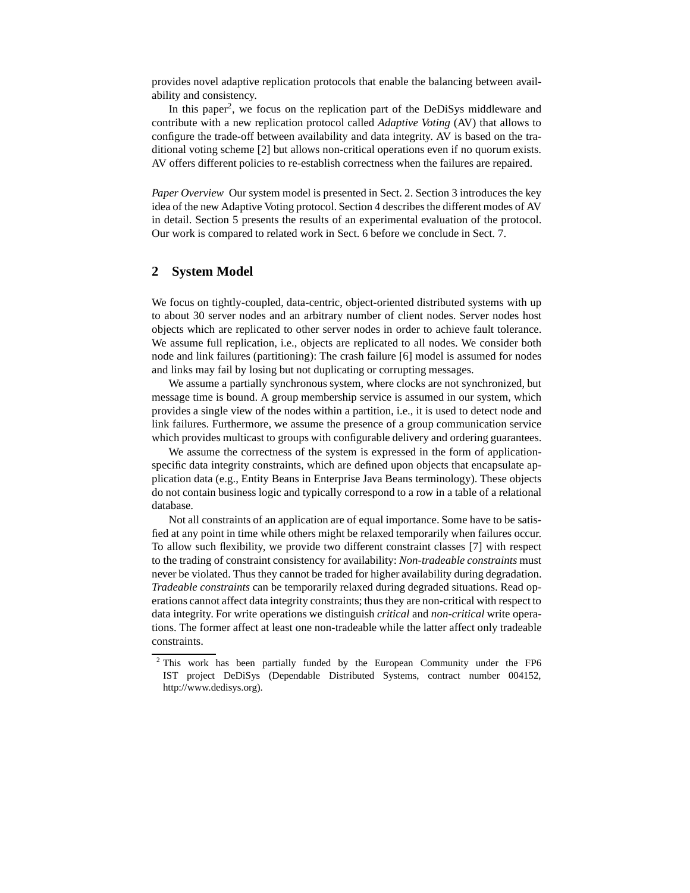provides novel adaptive replication protocols that enable the balancing between availability and consistency.

In this paper[2], we focus on the replication part of the DeDiSys middleware and contribute with a new replication protocol called *Adaptive Voting* (AV) that allows to configure the trade-off between availability and data integrity. AV is based on the traditional voting scheme [2] but allows non-critical operations even if no quorum exists. AV offers different policies to re-establish correctness when the failures are repaired.

*Paper Overview* Our system model is presented in Sect. 2. Section 3 introduces the key idea of the new Adaptive Voting protocol. Section 4 describes the different modes of AV in detail. Section 5 presents the results of an experimental evaluation of the protocol. Our work is compared to related work in Sect. 6 before we conclude in Sect. 7.

## 2 System Model

We focus on tightly-coupled, data-centric, object-oriented distributed systems with up to about 30 server nodes and an arbitrary number of client nodes. Server nodes host objects which are replicated to other server nodes in order to achieve fault tolerance. We assume full replication, i.e., objects are replicated to all nodes. We consider both node and link failures (partitioning): The crash failure [6] model is assumed for nodes and links may fail by losing but not duplicating or corrupting messages.

We assume a partially synchronous system, where clocks are not synchronized, but message time is bound. A group membership service is assumed in our system, which provides a single view of the nodes within a partition, i.e., it is used to detect node and link failures. Furthermore, we assume the presence of a group communication service which provides multicast to groups with configurable delivery and ordering guarantees.

We assume the correctness of the system is expressed in the form of application-specific data integrity constraints, which are defined upon objects that encapsulate application data (e.g., Entity Beans in Enterprise Java Beans terminology). These objects do not contain business logic and typically correspond to a row in a table of a relational database.

Not all constraints of an application are of equal importance. Some have to be satisfied at any point in time while others might be relaxed temporarily when failures occur. To allow such flexibility, we provide two different constraint classes [7] with respect to the trading of constraint consistency for availability: *Non-tradeable constraints* must never be violated. Thus they cannot be traded for higher availability during degradation. *Tradeable constraints* can be temporarily relaxed during degraded situations. Read operations cannot affect data integrity constraints; thus they are non-critical with respect to data integrity. For write operations we distinguish *critical* and *non-critical* write operations. The former affect at least one non-tradeable while the latter affect only tradeable constraints.

[2] This work has been partially funded by the European Community under the FP6 IST project DeDiSys (Dependable Distributed Systems, contract number 004152, http://www.dedisys.org).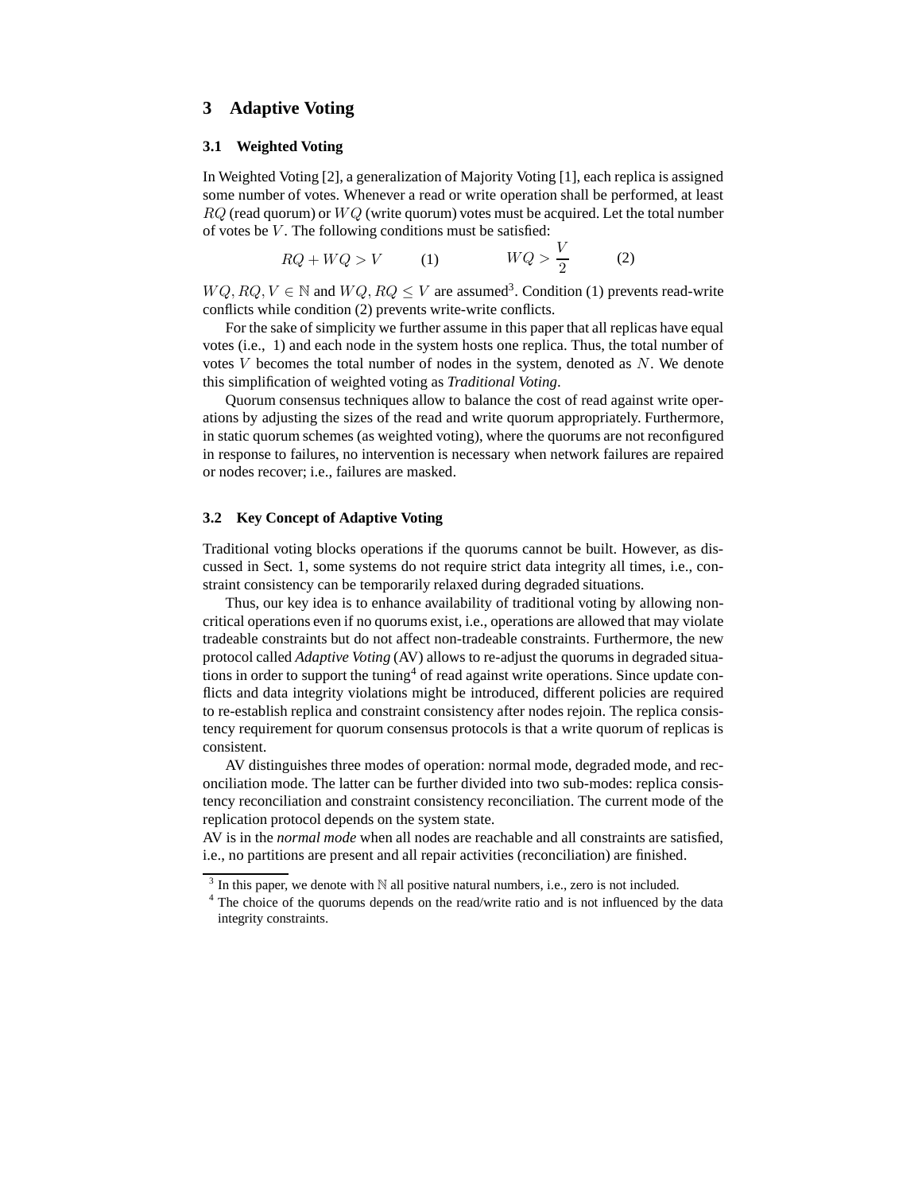## 3 Adaptive Voting

### 3.1 Weighted Voting

In Weighted Voting [2], a generalization of Majority Voting [1], each replica is assigned some number of votes. Whenever a read or write operation shall be performed, at least $RQ$ (read quorum) or $WQ$ (write quorum) votes must be acquired. Let the total number of votes be $V$. The following conditions must be satisfied:

$$RQ + WQ > V \qquad (1) \qquad\qquad WQ > \frac{V}{2} \qquad (2)$$

$WQ, RQ, V \in \mathbb{N}$ and $WQ, RQ \leq V$ are assumed[3]. Condition (1) prevents read-write conflicts while condition (2) prevents write-write conflicts.

For the sake of simplicity we further assume in this paper that all replicas have equal votes (i.e., 1) and each node in the system hosts one replica. Thus, the total number of votes $V$ becomes the total number of nodes in the system, denoted as $N$. We denote this simplification of weighted voting as *Traditional Voting*.

Quorum consensus techniques allow to balance the cost of read against write operations by adjusting the sizes of the read and write quorum appropriately. Furthermore, in static quorum schemes (as weighted voting), where the quorums are not reconfigured in response to failures, no intervention is necessary when network failures are repaired or nodes recover; i.e., failures are masked.

### 3.2 Key Concept of Adaptive Voting

Traditional voting blocks operations if the quorums cannot be built. However, as discussed in Sect. 1, some systems do not require strict data integrity all times, i.e., constraint consistency can be temporarily relaxed during degraded situations.

Thus, our key idea is to enhance availability of traditional voting by allowing non-critical operations even if no quorums exist, i.e., operations are allowed that may violate tradeable constraints but do not affect non-tradeable constraints. Furthermore, the new protocol called *Adaptive Voting* (AV) allows to re-adjust the quorums in degraded situations in order to support the tuning[4] of read against write operations. Since update conflicts and data integrity violations might be introduced, different policies are required to re-establish replica and constraint consistency after nodes rejoin. The replica consistency requirement for quorum consensus protocols is that a write quorum of replicas is consistent.

AV distinguishes three modes of operation: normal mode, degraded mode, and reconciliation mode. The latter can be further divided into two sub-modes: replica consistency reconciliation and constraint consistency reconciliation. The current mode of the replication protocol depends on the system state.

AV is in the *normal mode* when all nodes are reachable and all constraints are satisfied, i.e., no partitions are present and all repair activities (reconciliation) are finished.

---

[3] In this paper, we denote with $\mathbb{N}$ all positive natural numbers, i.e., zero is not included.

[4] The choice of the quorums depends on the read/write ratio and is not influenced by the data integrity constraints.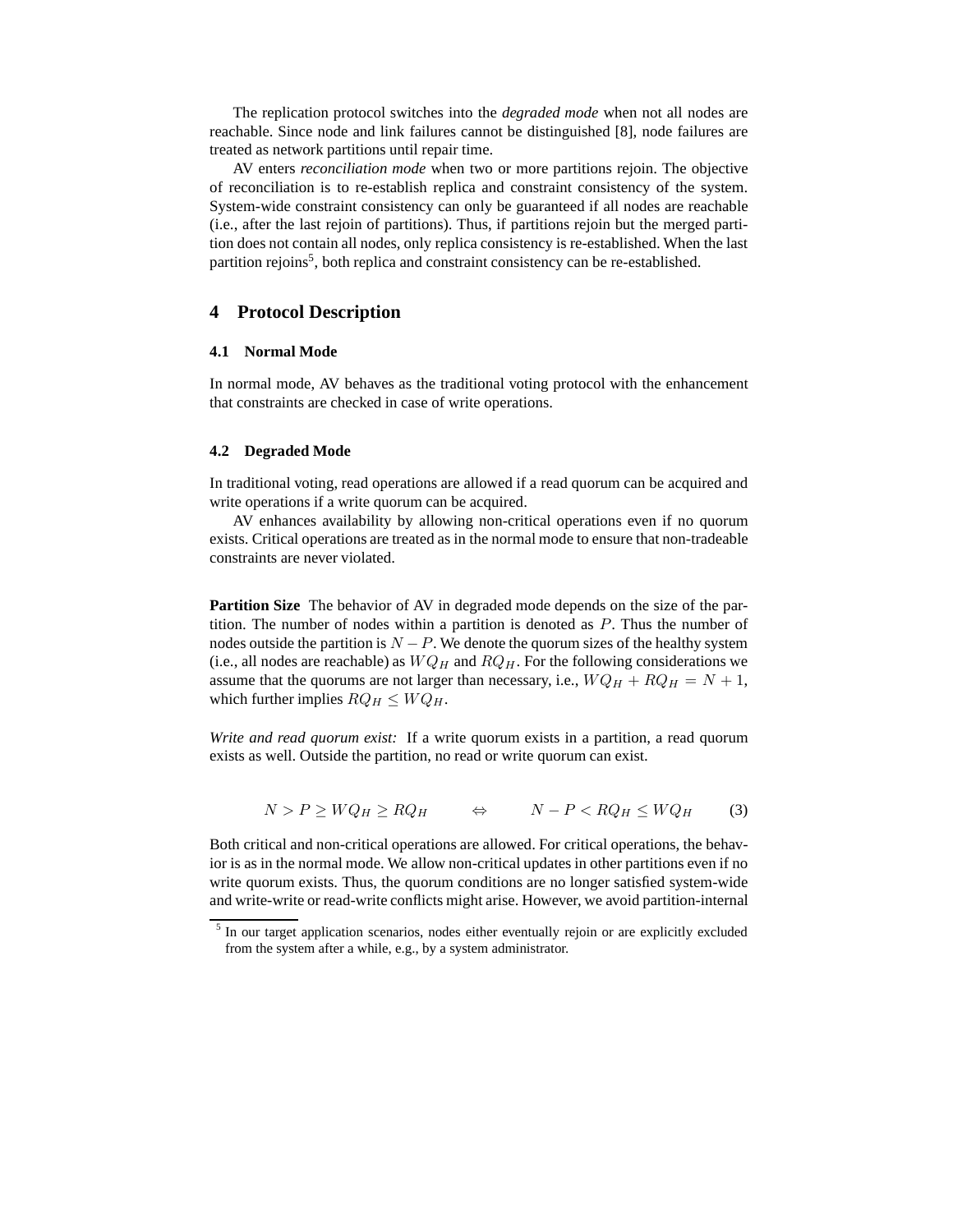The replication protocol switches into the *degraded mode* when not all nodes are reachable. Since node and link failures cannot be distinguished [8], node failures are treated as network partitions until repair time.

AV enters *reconciliation mode* when two or more partitions rejoin. The objective of reconciliation is to re-establish replica and constraint consistency of the system. System-wide constraint consistency can only be guaranteed if all nodes are reachable (i.e., after the last rejoin of partitions). Thus, if partitions rejoin but the merged partition does not contain all nodes, only replica consistency is re-established. When the last partition rejoins[5], both replica and constraint consistency can be re-established.

## 4 Protocol Description

### 4.1 Normal Mode

In normal mode, AV behaves as the traditional voting protocol with the enhancement that constraints are checked in case of write operations.

### 4.2 Degraded Mode

In traditional voting, read operations are allowed if a read quorum can be acquired and write operations if a write quorum can be acquired.

AV enhances availability by allowing non-critical operations even if no quorum exists. Critical operations are treated as in the normal mode to ensure that non-tradeable constraints are never violated.

**Partition Size** The behavior of AV in degraded mode depends on the size of the partition. The number of nodes within a partition is denoted as $P$. Thus the number of nodes outside the partition is $N - P$. We denote the quorum sizes of the healthy system (i.e., all nodes are reachable) as $WQ_H$ and $RQ_H$. For the following considerations we assume that the quorums are not larger than necessary, i.e., $WQ_H + RQ_H = N + 1$, which further implies $RQ_H \leq WQ_H$.

*Write and read quorum exist:* If a write quorum exists in a partition, a read quorum exists as well. Outside the partition, no read or write quorum can exist.

$$N > P \geq WQ_H \geq RQ_H \qquad \Leftrightarrow \qquad N - P < RQ_H \leq WQ_H \qquad (3)$$

Both critical and non-critical operations are allowed. For critical operations, the behavior is as in the normal mode. We allow non-critical updates in other partitions even if no write quorum exists. Thus, the quorum conditions are no longer satisfied system-wide and write-write or read-write conflicts might arise. However, we avoid partition-internal

[5] In our target application scenarios, nodes either eventually rejoin or are explicitly excluded from the system after a while, e.g., by a system administrator.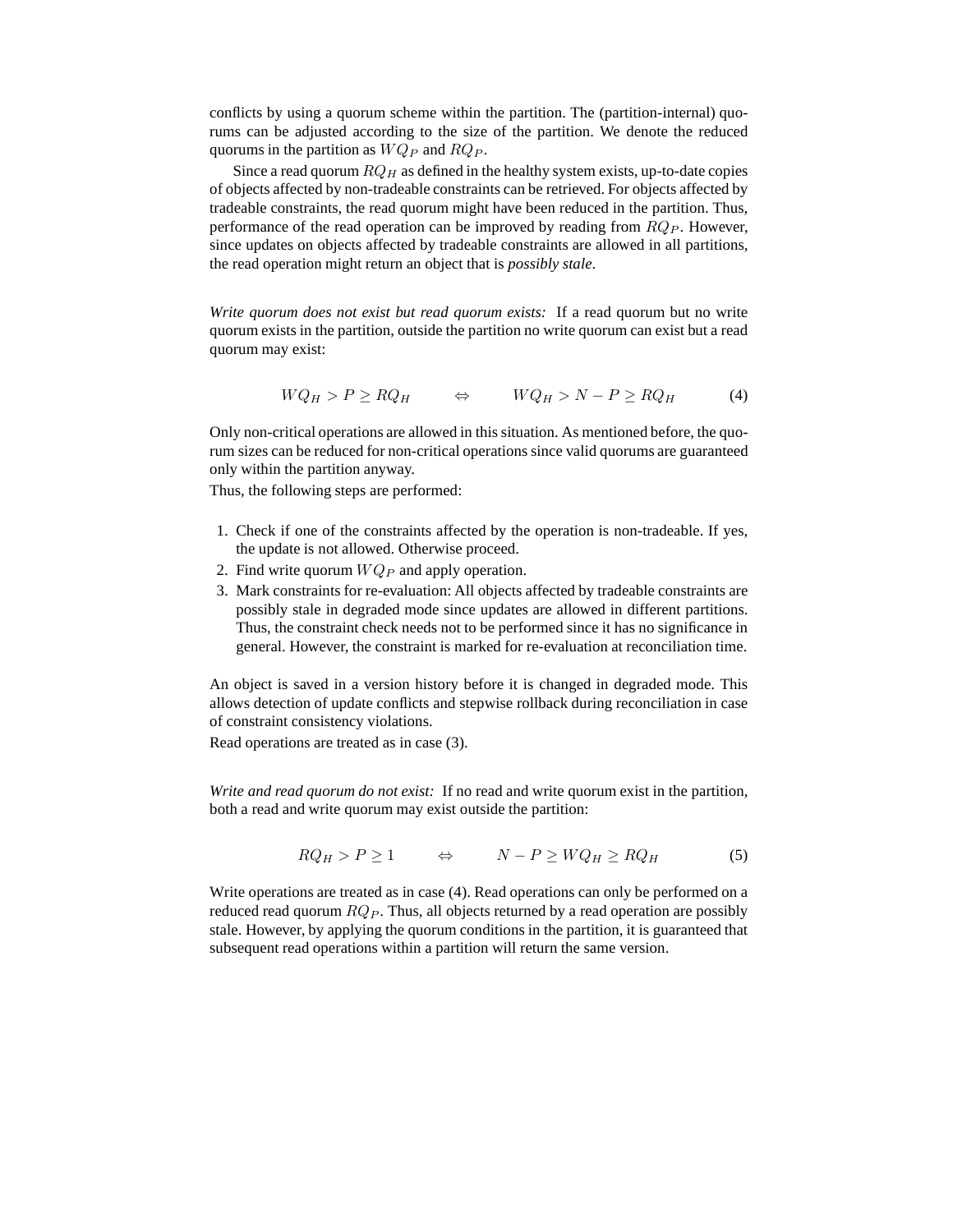conflicts by using a quorum scheme within the partition. The (partition-internal) quorums can be adjusted according to the size of the partition. We denote the reduced quorums in the partition as $WQ_P$ and $RQ_P$.

Since a read quorum $RQ_H$ as defined in the healthy system exists, up-to-date copies of objects affected by non-tradeable constraints can be retrieved. For objects affected by tradeable constraints, the read quorum might have been reduced in the partition. Thus, performance of the read operation can be improved by reading from $RQ_P$. However, since updates on objects affected by tradeable constraints are allowed in all partitions, the read operation might return an object that is *possibly stale*.

*Write quorum does not exist but read quorum exists:* If a read quorum but no write quorum exists in the partition, outside the partition no write quorum can exist but a read quorum may exist:

$$WQ_H > P \geq RQ_H \qquad \Leftrightarrow \qquad WQ_H > N - P \geq RQ_H \tag{4}$$

Only non-critical operations are allowed in this situation. As mentioned before, the quorum sizes can be reduced for non-critical operations since valid quorums are guaranteed only within the partition anyway.

Thus, the following steps are performed:

1. Check if one of the constraints affected by the operation is non-tradeable. If yes, the update is not allowed. Otherwise proceed.
2. Find write quorum $WQ_P$ and apply operation.
3. Mark constraints for re-evaluation: All objects affected by tradeable constraints are possibly stale in degraded mode since updates are allowed in different partitions. Thus, the constraint check needs not to be performed since it has no significance in general. However, the constraint is marked for re-evaluation at reconciliation time.

An object is saved in a version history before it is changed in degraded mode. This allows detection of update conflicts and stepwise rollback during reconciliation in case of constraint consistency violations.

Read operations are treated as in case (3).

*Write and read quorum do not exist:* If no read and write quorum exist in the partition, both a read and write quorum may exist outside the partition:

$$RQ_H > P \geq 1 \qquad \Leftrightarrow \qquad N - P \geq WQ_H \geq RQ_H \tag{5}$$

Write operations are treated as in case (4). Read operations can only be performed on a reduced read quorum $RQ_P$. Thus, all objects returned by a read operation are possibly stale. However, by applying the quorum conditions in the partition, it is guaranteed that subsequent read operations within a partition will return the same version.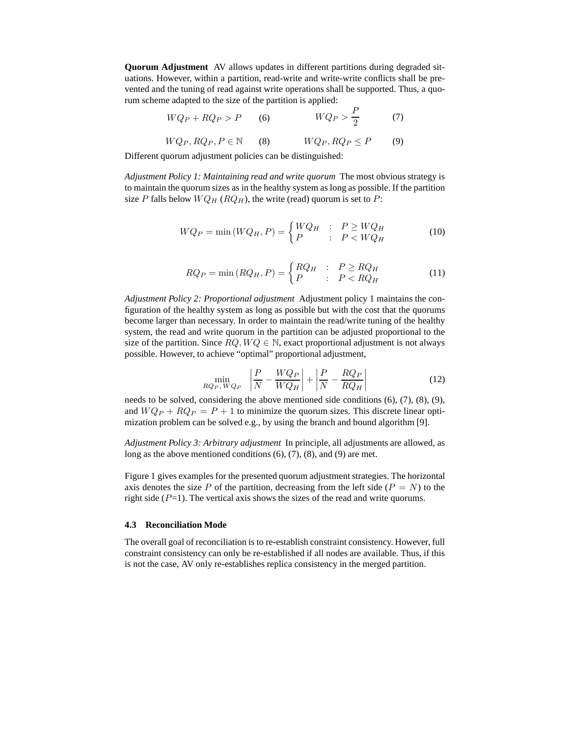**Quorum Adjustment** AV allows updates in different partitions during degraded situations. However, within a partition, read-write and write-write conflicts shall be prevented and the tuning of read against write operations shall be supported. Thus, a quorum scheme adapted to the size of the partition is applied:

$$WQ_P + RQ_P > P \qquad (6) \qquad\qquad WQ_P > \frac{P}{2} \qquad (7)$$

$$WQ_P, RQ_P, P \in \mathbb{N} \qquad (8) \qquad\qquad WQ_P, RQ_P \leq P \qquad (9)$$

Different quorum adjustment policies can be distinguished:

*Adjustment Policy 1: Maintaining read and write quorum* The most obvious strategy is to maintain the quorum sizes as in the healthy system as long as possible. If the partition size $P$ falls below $WQ_H$ ($RQ_H$), the write (read) quorum is set to $P$:

$$WQ_P = \min\left(WQ_H, P\right) = \begin{cases} WQ_H & : \quad P \geq WQ_H \\ P & : \quad P < WQ_H \end{cases} \qquad (10)$$

$$RQ_P = \min\left(RQ_H, P\right) = \begin{cases} RQ_H & : \quad P \geq RQ_H \\ P & : \quad P < RQ_H \end{cases} \qquad (11)$$

*Adjustment Policy 2: Proportional adjustment* Adjustment policy 1 maintains the configuration of the healthy system as long as possible but with the cost that the quorums become larger than necessary. In order to maintain the read/write tuning of the healthy system, the read and write quorum in the partition can be adjusted proportional to the size of the partition. Since $RQ, WQ \in \mathbb{N}$, exact proportional adjustment is not always possible. However, to achieve "optimal" proportional adjustment,

$$\min_{RQ_P, WQ_P} \quad \left|\frac{P}{N} - \frac{WQ_P}{WQ_H}\right| + \left|\frac{P}{N} - \frac{RQ_P}{RQ_H}\right| \qquad (12)$$

needs to be solved, considering the above mentioned side conditions (6), (7), (8), (9), and $WQ_P + RQ_P = P + 1$ to minimize the quorum sizes. This discrete linear optimization problem can be solved e.g., by using the branch and bound algorithm [9].

*Adjustment Policy 3: Arbitrary adjustment* In principle, all adjustments are allowed, as long as the above mentioned conditions (6), (7), (8), and (9) are met.

Figure 1 gives examples for the presented quorum adjustment strategies. The horizontal axis denotes the size $P$ of the partition, decreasing from the left side ($P = N$) to the right side ($P$=1). The vertical axis shows the sizes of the read and write quorums.

### 4.3 Reconciliation Mode

The overall goal of reconciliation is to re-establish constraint consistency. However, full constraint consistency can only be re-established if all nodes are available. Thus, if this is not the case, AV only re-establishes replica consistency in the merged partition.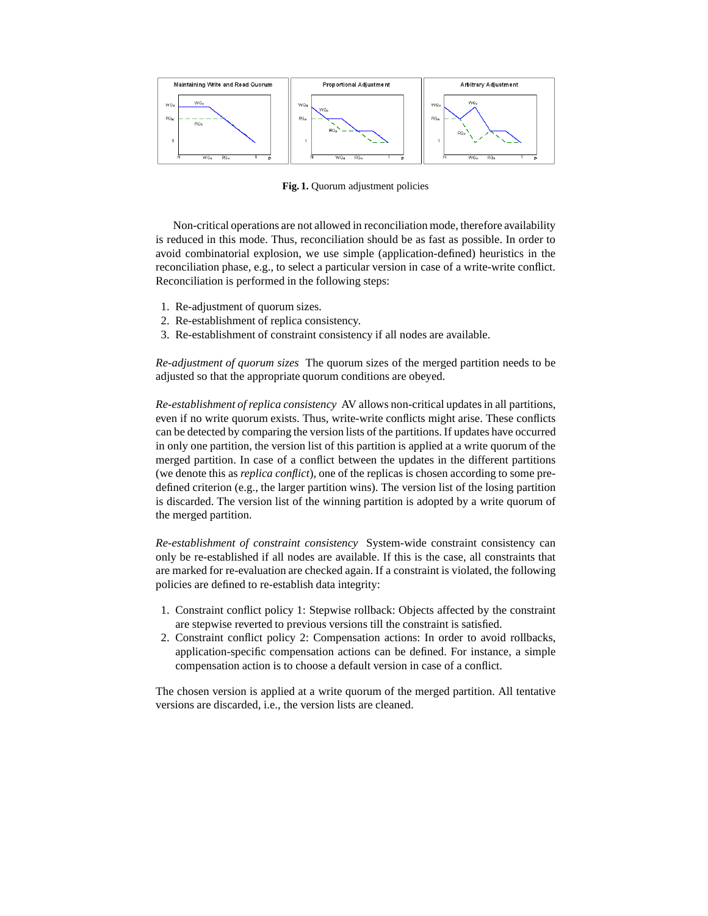Maintaining Write and Read Quorum

Proportional Adjustment

Arbitrary Adjustment

**Fig. 1.** Quorum adjustment policies

Non-critical operations are not allowed in reconciliation mode, therefore availability is reduced in this mode. Thus, reconciliation should be as fast as possible. In order to avoid combinatorial explosion, we use simple (application-defined) heuristics in the reconciliation phase, e.g., to select a particular version in case of a write-write conflict. Reconciliation is performed in the following steps:

1. Re-adjustment of quorum sizes.
2. Re-establishment of replica consistency.
3. Re-establishment of constraint consistency if all nodes are available.

*Re-adjustment of quorum sizes* The quorum sizes of the merged partition needs to be adjusted so that the appropriate quorum conditions are obeyed.

*Re-establishment of replica consistency* AV allows non-critical updates in all partitions, even if no write quorum exists. Thus, write-write conflicts might arise. These conflicts can be detected by comparing the version lists of the partitions. If updates have occurred in only one partition, the version list of this partition is applied at a write quorum of the merged partition. In case of a conflict between the updates in the different partitions (we denote this as *replica conflict*), one of the replicas is chosen according to some predefined criterion (e.g., the larger partition wins). The version list of the losing partition is discarded. The version list of the winning partition is adopted by a write quorum of the merged partition.

*Re-establishment of constraint consistency* System-wide constraint consistency can only be re-established if all nodes are available. If this is the case, all constraints that are marked for re-evaluation are checked again. If a constraint is violated, the following policies are defined to re-establish data integrity:

1. Constraint conflict policy 1: Stepwise rollback: Objects affected by the constraint are stepwise reverted to previous versions till the constraint is satisfied.
2. Constraint conflict policy 2: Compensation actions: In order to avoid rollbacks, application-specific compensation actions can be defined. For instance, a simple compensation action is to choose a default version in case of a conflict.

The chosen version is applied at a write quorum of the merged partition. All tentative versions are discarded, i.e., the version lists are cleaned.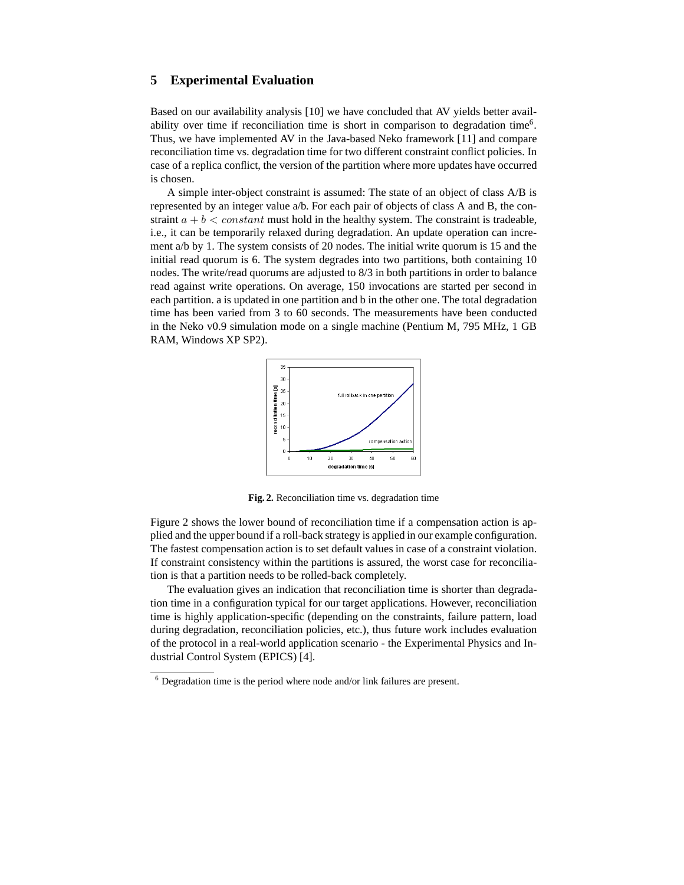## 5 Experimental Evaluation

Based on our availability analysis [10] we have concluded that AV yields better availability over time if reconciliation time is short in comparison to degradation time[6]. Thus, we have implemented AV in the Java-based Neko framework [11] and compare reconciliation time vs. degradation time for two different constraint conflict policies. In case of a replica conflict, the version of the partition where more updates have occurred is chosen.

A simple inter-object constraint is assumed: The state of an object of class A/B is represented by an integer value a/b. For each pair of objects of class A and B, the constraint $a + b < constant$ must hold in the healthy system. The constraint is tradeable, i.e., it can be temporarily relaxed during degradation. An update operation can increment a/b by 1. The system consists of 20 nodes. The initial write quorum is 15 and the initial read quorum is 6. The system degrades into two partitions, both containing 10 nodes. The write/read quorums are adjusted to 8/3 in both partitions in order to balance read against write operations. On average, 150 invocations are started per second in each partition. a is updated in one partition and b in the other one. The total degradation time has been varied from 3 to 60 seconds. The measurements have been conducted in the Neko v0.9 simulation mode on a single machine (Pentium M, 795 MHz, 1 GB RAM, Windows XP SP2).

**Fig. 2.** Reconciliation time vs. degradation time

Figure 2 shows the lower bound of reconciliation time if a compensation action is applied and the upper bound if a roll-back strategy is applied in our example configuration. The fastest compensation action is to set default values in case of a constraint violation. If constraint consistency within the partitions is assured, the worst case for reconciliation is that a partition needs to be rolled-back completely.

The evaluation gives an indication that reconciliation time is shorter than degradation time in a configuration typical for our target applications. However, reconciliation time is highly application-specific (depending on the constraints, failure pattern, load during degradation, reconciliation policies, etc.), thus future work includes evaluation of the protocol in a real-world application scenario - the Experimental Physics and Industrial Control System (EPICS) [4].

[6] Degradation time is the period where node and/or link failures are present.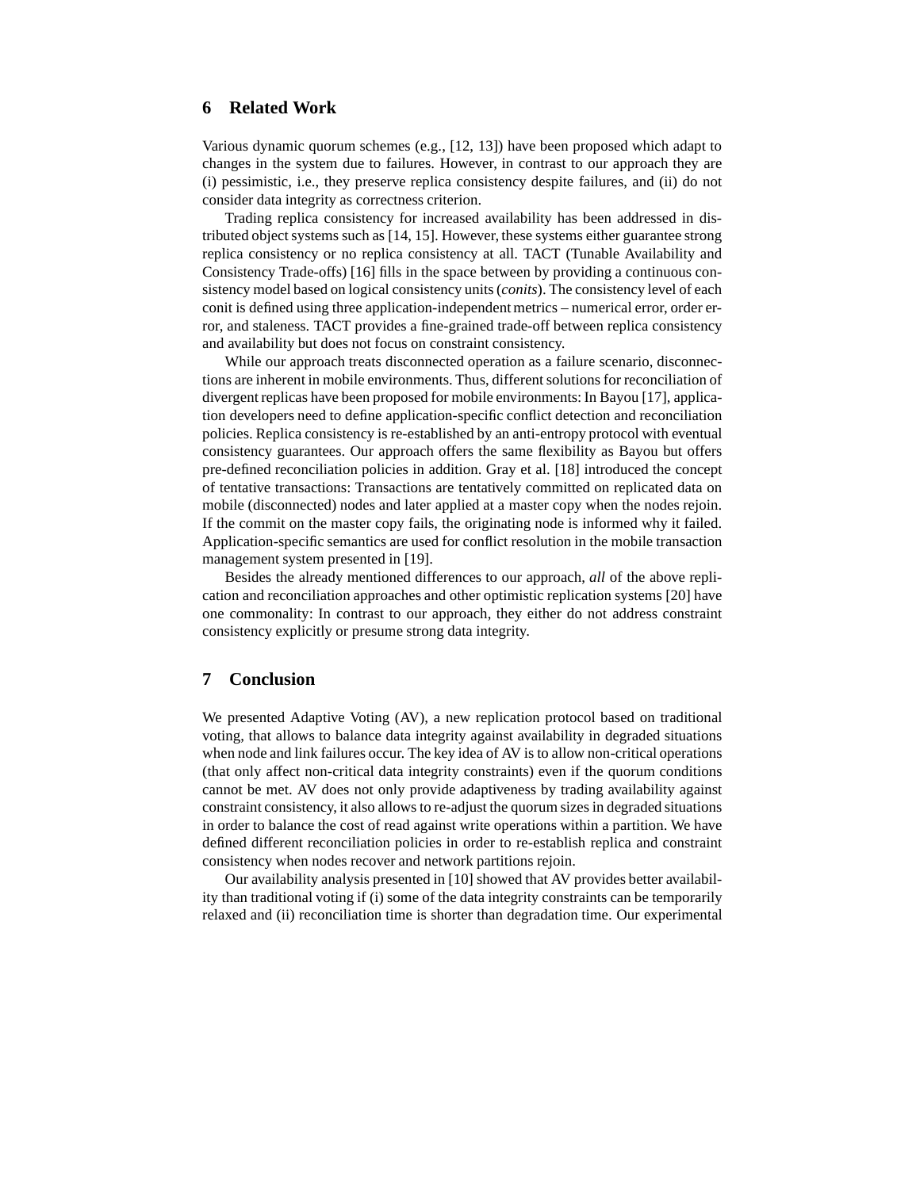## 6 Related Work

Various dynamic quorum schemes (e.g., [12, 13]) have been proposed which adapt to changes in the system due to failures. However, in contrast to our approach they are (i) pessimistic, i.e., they preserve replica consistency despite failures, and (ii) do not consider data integrity as correctness criterion.

Trading replica consistency for increased availability has been addressed in distributed object systems such as [14, 15]. However, these systems either guarantee strong replica consistency or no replica consistency at all. TACT (Tunable Availability and Consistency Trade-offs) [16] fills in the space between by providing a continuous consistency model based on logical consistency units (*conits*). The consistency level of each conit is defined using three application-independent metrics – numerical error, order error, and staleness. TACT provides a fine-grained trade-off between replica consistency and availability but does not focus on constraint consistency.

While our approach treats disconnected operation as a failure scenario, disconnections are inherent in mobile environments. Thus, different solutions for reconciliation of divergent replicas have been proposed for mobile environments: In Bayou [17], application developers need to define application-specific conflict detection and reconciliation policies. Replica consistency is re-established by an anti-entropy protocol with eventual consistency guarantees. Our approach offers the same flexibility as Bayou but offers pre-defined reconciliation policies in addition. Gray et al. [18] introduced the concept of tentative transactions: Transactions are tentatively committed on replicated data on mobile (disconnected) nodes and later applied at a master copy when the nodes rejoin. If the commit on the master copy fails, the originating node is informed why it failed. Application-specific semantics are used for conflict resolution in the mobile transaction management system presented in [19].

Besides the already mentioned differences to our approach, *all* of the above replication and reconciliation approaches and other optimistic replication systems [20] have one commonality: In contrast to our approach, they either do not address constraint consistency explicitly or presume strong data integrity.

## 7 Conclusion

We presented Adaptive Voting (AV), a new replication protocol based on traditional voting, that allows to balance data integrity against availability in degraded situations when node and link failures occur. The key idea of AV is to allow non-critical operations (that only affect non-critical data integrity constraints) even if the quorum conditions cannot be met. AV does not only provide adaptiveness by trading availability against constraint consistency, it also allows to re-adjust the quorum sizes in degraded situations in order to balance the cost of read against write operations within a partition. We have defined different reconciliation policies in order to re-establish replica and constraint consistency when nodes recover and network partitions rejoin.

Our availability analysis presented in [10] showed that AV provides better availability than traditional voting if (i) some of the data integrity constraints can be temporarily relaxed and (ii) reconciliation time is shorter than degradation time. Our experimental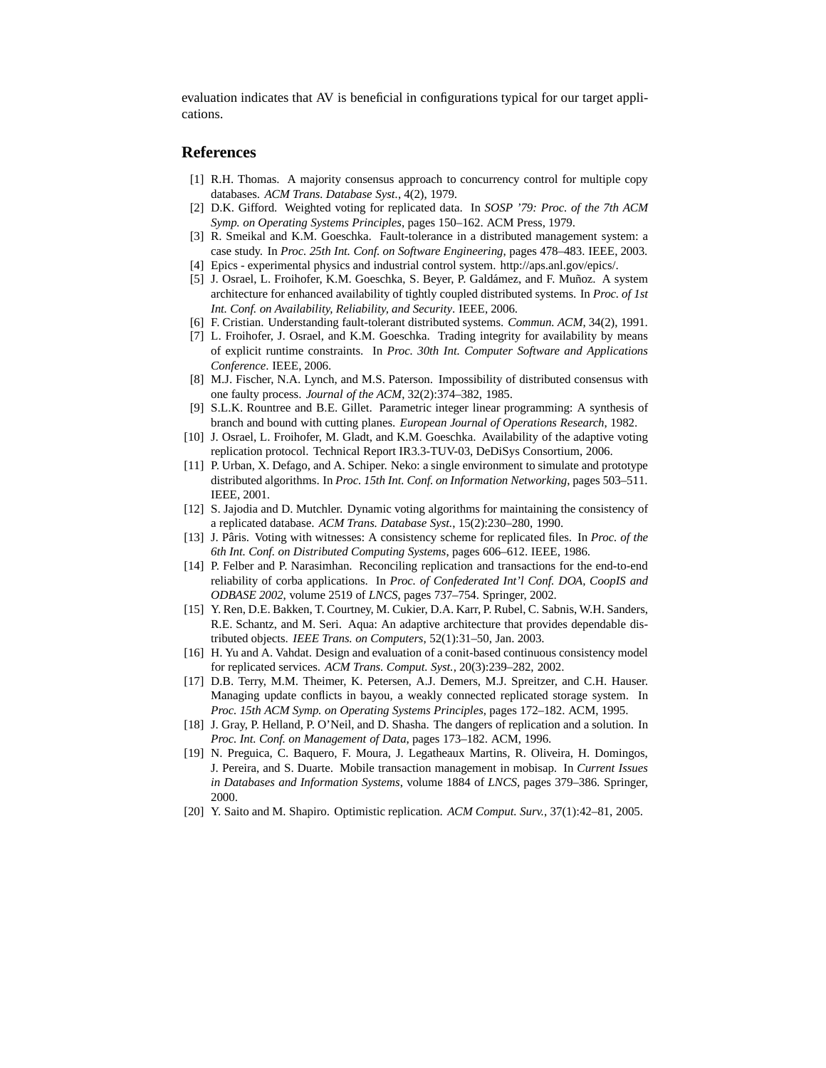evaluation indicates that AV is beneficial in configurations typical for our target applications.

## References

[1] R.H. Thomas. A majority consensus approach to concurrency control for multiple copy databases. *ACM Trans. Database Syst.*, 4(2), 1979.

[2] D.K. Gifford. Weighted voting for replicated data. In *SOSP '79: Proc. of the 7th ACM Symp. on Operating Systems Principles*, pages 150–162. ACM Press, 1979.

[3] R. Smeikal and K.M. Goeschka. Fault-tolerance in a distributed management system: a case study. In *Proc. 25th Int. Conf. on Software Engineering*, pages 478–483. IEEE, 2003.

[4] Epics - experimental physics and industrial control system. http://aps.anl.gov/epics/.

[5] J. Osrael, L. Froihofer, K.M. Goeschka, S. Beyer, P. Galdámez, and F. Muñoz. A system architecture for enhanced availability of tightly coupled distributed systems. In *Proc. of 1st Int. Conf. on Availability, Reliability, and Security*. IEEE, 2006.

[6] F. Cristian. Understanding fault-tolerant distributed systems. *Commun. ACM*, 34(2), 1991.

[7] L. Froihofer, J. Osrael, and K.M. Goeschka. Trading integrity for availability by means of explicit runtime constraints. In *Proc. 30th Int. Computer Software and Applications Conference*. IEEE, 2006.

[8] M.J. Fischer, N.A. Lynch, and M.S. Paterson. Impossibility of distributed consensus with one faulty process. *Journal of the ACM*, 32(2):374–382, 1985.

[9] S.L.K. Rountree and B.E. Gillet. Parametric integer linear programming: A synthesis of branch and bound with cutting planes. *European Journal of Operations Research*, 1982.

[10] J. Osrael, L. Froihofer, M. Gladt, and K.M. Goeschka. Availability of the adaptive voting replication protocol. Technical Report IR3.3-TUV-03, DeDiSys Consortium, 2006.

[11] P. Urban, X. Defago, and A. Schiper. Neko: a single environment to simulate and prototype distributed algorithms. In *Proc. 15th Int. Conf. on Information Networking*, pages 503–511. IEEE, 2001.

[12] S. Jajodia and D. Mutchler. Dynamic voting algorithms for maintaining the consistency of a replicated database. *ACM Trans. Database Syst.*, 15(2):230–280, 1990.

[13] J. Pâris. Voting with witnesses: A consistency scheme for replicated files. In *Proc. of the 6th Int. Conf. on Distributed Computing Systems*, pages 606–612. IEEE, 1986.

[14] P. Felber and P. Narasimhan. Reconciling replication and transactions for the end-to-end reliability of corba applications. In *Proc. of Confederated Int'l Conf. DOA, CoopIS and ODBASE 2002*, volume 2519 of *LNCS*, pages 737–754. Springer, 2002.

[15] Y. Ren, D.E. Bakken, T. Courtney, M. Cukier, D.A. Karr, P. Rubel, C. Sabnis, W.H. Sanders, R.E. Schantz, and M. Seri. Aqua: An adaptive architecture that provides dependable distributed objects. *IEEE Trans. on Computers*, 52(1):31–50, Jan. 2003.

[16] H. Yu and A. Vahdat. Design and evaluation of a conit-based continuous consistency model for replicated services. *ACM Trans. Comput. Syst.*, 20(3):239–282, 2002.

[17] D.B. Terry, M.M. Theimer, K. Petersen, A.J. Demers, M.J. Spreitzer, and C.H. Hauser. Managing update conflicts in bayou, a weakly connected replicated storage system. In *Proc. 15th ACM Symp. on Operating Systems Principles*, pages 172–182. ACM, 1995.

[18] J. Gray, P. Helland, P. O'Neil, and D. Shasha. The dangers of replication and a solution. In *Proc. Int. Conf. on Management of Data*, pages 173–182. ACM, 1996.

[19] N. Preguica, C. Baquero, F. Moura, J. Legatheaux Martins, R. Oliveira, H. Domingos, J. Pereira, and S. Duarte. Mobile transaction management in mobisap. In *Current Issues in Databases and Information Systems*, volume 1884 of *LNCS*, pages 379–386. Springer, 2000.

[20] Y. Saito and M. Shapiro. Optimistic replication. *ACM Comput. Surv.*, 37(1):42–81, 2005.